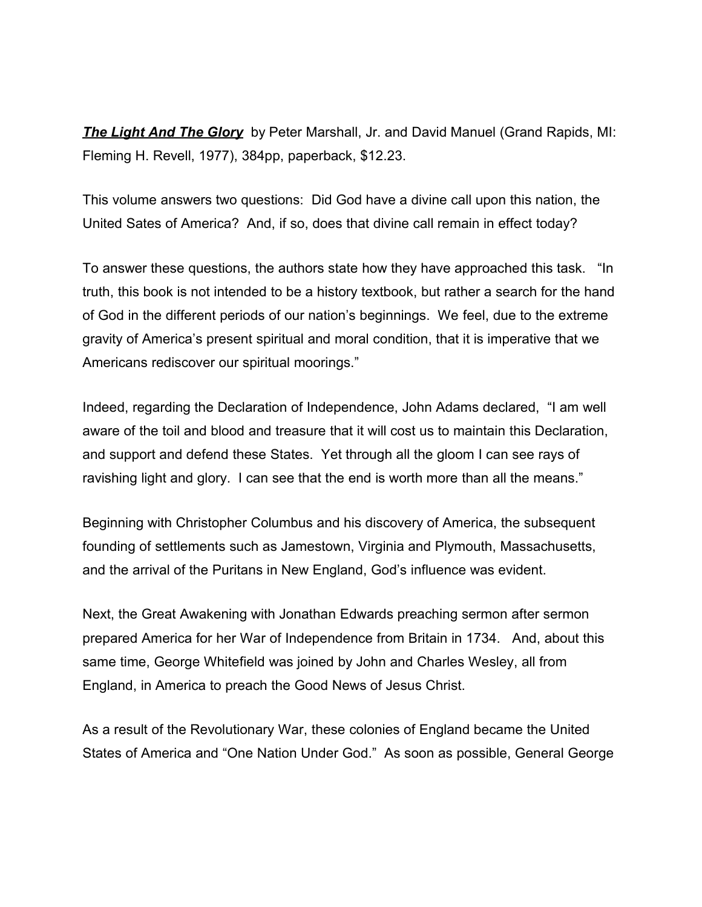***The Light And The Glory*** by Peter Marshall, Jr. and David Manuel (Grand Rapids, MI: Fleming H. Revell, 1977), 384pp, paperback, $12.23.

This volume answers two questions: Did God have a divine call upon this nation, the United Sates of America? And, if so, does that divine call remain in effect today?

To answer these questions, the authors state how they have approached this task. "In truth, this book is not intended to be a history textbook, but rather a search for the hand of God in the different periods of our nation's beginnings. We feel, due to the extreme gravity of America's present spiritual and moral condition, that it is imperative that we Americans rediscover our spiritual moorings."

Indeed, regarding the Declaration of Independence, John Adams declared, "I am well aware of the toil and blood and treasure that it will cost us to maintain this Declaration, and support and defend these States. Yet through all the gloom I can see rays of ravishing light and glory. I can see that the end is worth more than all the means."

Beginning with Christopher Columbus and his discovery of America, the subsequent founding of settlements such as Jamestown, Virginia and Plymouth, Massachusetts, and the arrival of the Puritans in New England, God's influence was evident.

Next, the Great Awakening with Jonathan Edwards preaching sermon after sermon prepared America for her War of Independence from Britain in 1734. And, about this same time, George Whitefield was joined by John and Charles Wesley, all from England, in America to preach the Good News of Jesus Christ.

As a result of the Revolutionary War, these colonies of England became the United States of America and "One Nation Under God." As soon as possible, General George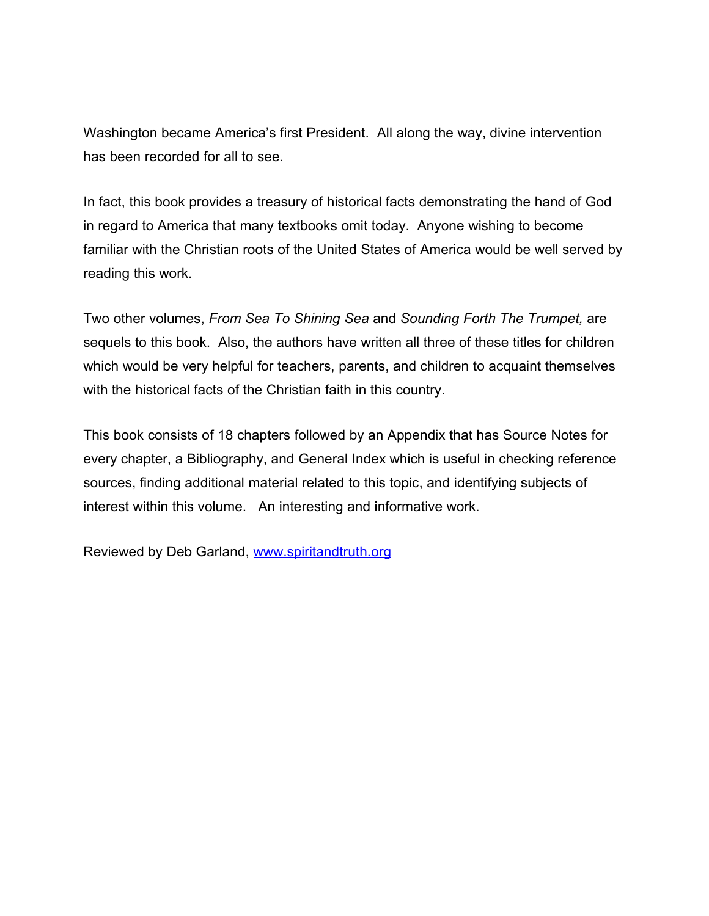Washington became America's first President. All along the way, divine intervention has been recorded for all to see.

In fact, this book provides a treasury of historical facts demonstrating the hand of God in regard to America that many textbooks omit today. Anyone wishing to become familiar with the Christian roots of the United States of America would be well served by reading this work.

Two other volumes, *From Sea To Shining Sea* and *Sounding Forth The Trumpet,* are sequels to this book. Also, the authors have written all three of these titles for children which would be very helpful for teachers, parents, and children to acquaint themselves with the historical facts of the Christian faith in this country.

This book consists of 18 chapters followed by an Appendix that has Source Notes for every chapter, a Bibliography, and General Index which is useful in checking reference sources, finding additional material related to this topic, and identifying subjects of interest within this volume. An interesting and informative work.

Reviewed by Deb Garland, [www.spiritandtruth.org](http://www.spiritandtruth.org)